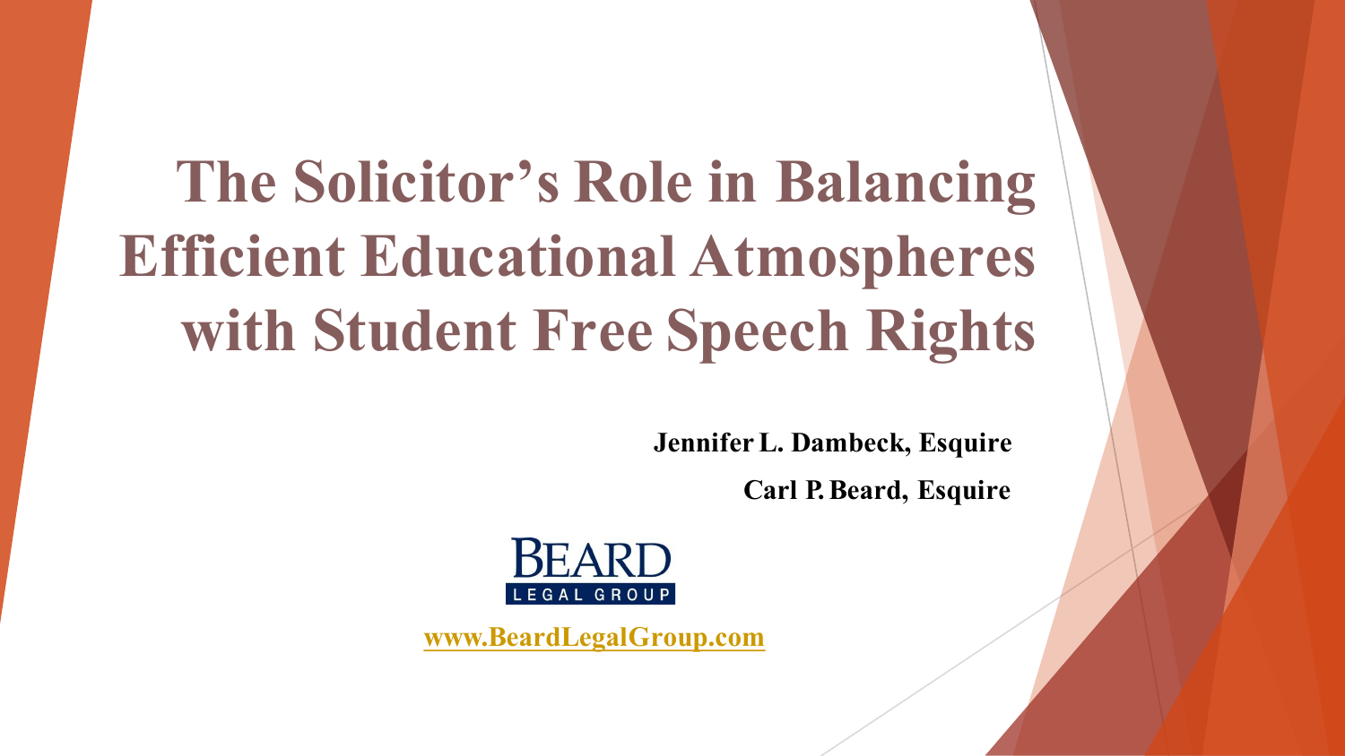# The Solicitor's Role in Balancing Efficient Educational Atmospheres with Student Free Speech Rights

**Jennifer L. Dambeck, Esquire**

**Carl P. Beard, Esquire**

BEARD LEGAL GROUP

www.BeardLegalGroup.com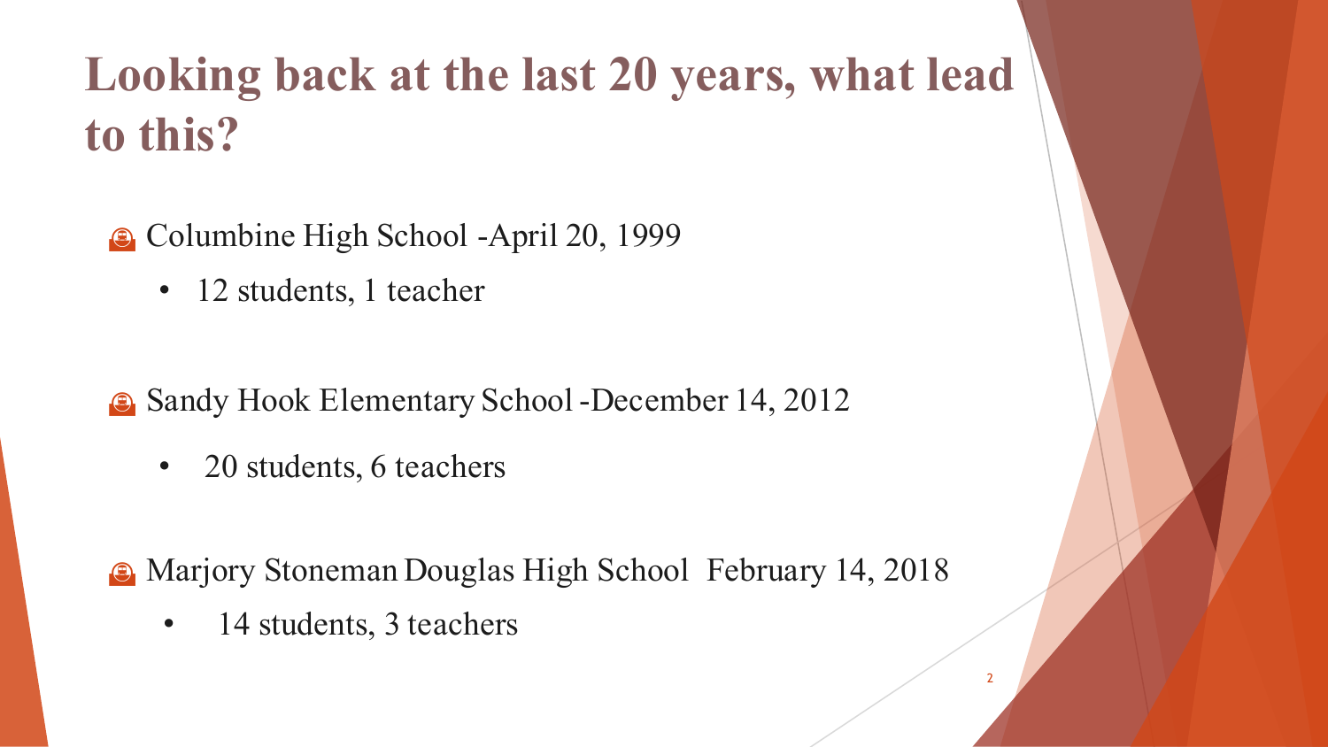# Looking back at the last 20 years, what lead to this?

- Columbine High School -April 20, 1999
  - 12 students, 1 teacher

- Sandy Hook Elementary School -December 14, 2012
  - 20 students, 6 teachers

- Marjory Stoneman Douglas High School February 14, 2018
  - 14 students, 3 teachers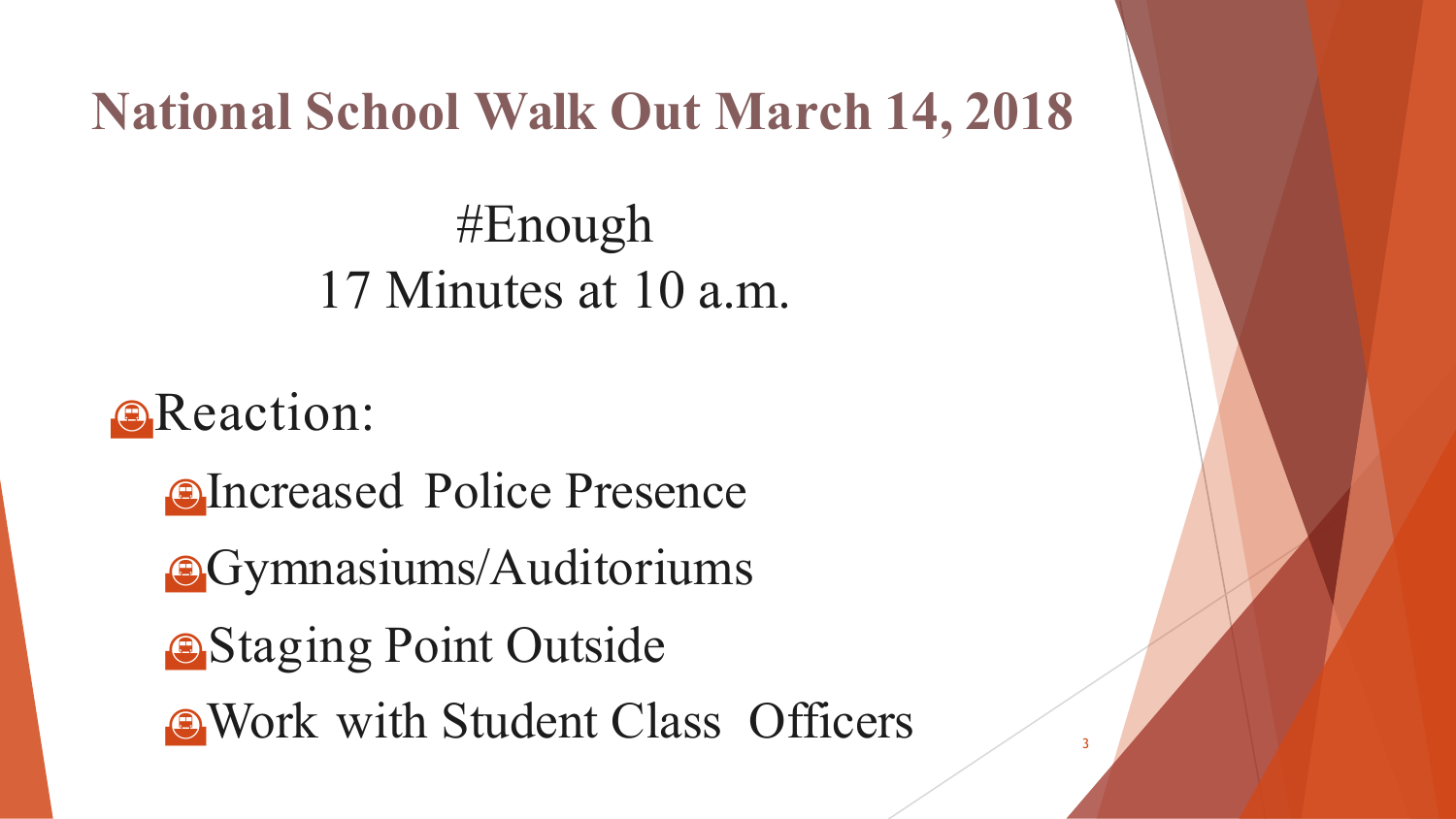# National School Walk Out March 14, 2018

#Enough

17 Minutes at 10 a.m.

- Reaction:
  - Increased Police Presence
  - Gymnasiums/Auditoriums
  - Staging Point Outside
  - Work with Student Class Officers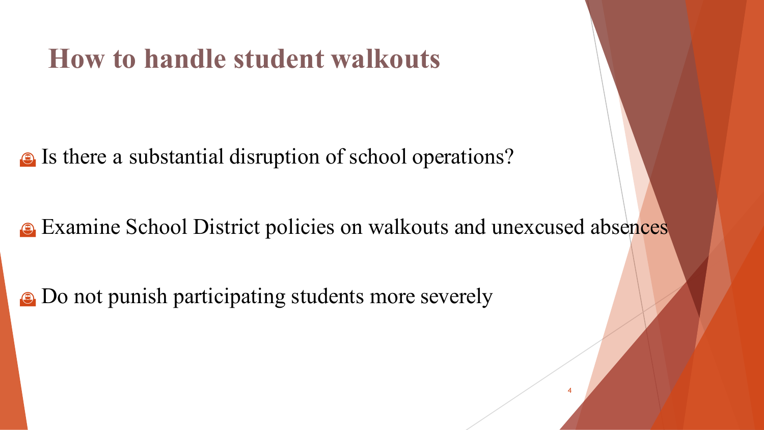# How to handle student walkouts

- Is there a substantial disruption of school operations?
- Examine School District policies on walkouts and unexcused absences
- Do not punish participating students more severely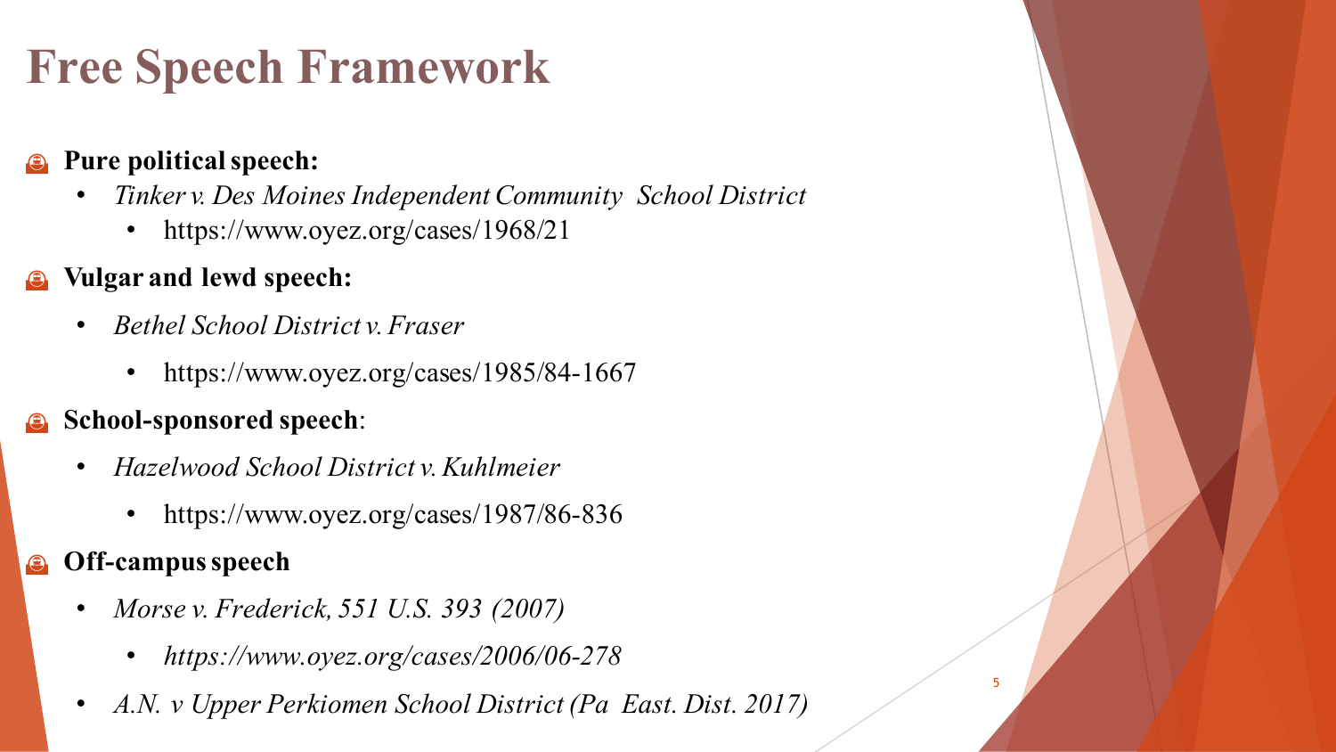# Free Speech Framework

- **Pure political speech:**
  - *Tinker v. Des Moines Independent Community School District*
    - https://www.oyez.org/cases/1968/21
- **Vulgar and lewd speech:**
  - *Bethel School District v. Fraser*
    - https://www.oyez.org/cases/1985/84-1667
- **School-sponsored speech**:
  - *Hazelwood School District v. Kuhlmeier*
    - https://www.oyez.org/cases/1987/86-836
- **Off-campus speech**
  - *Morse v. Frederick, 551 U.S. 393 (2007)*
    - *https://www.oyez.org/cases/2006/06-278*
  - *A.N. v Upper Perkiomen School District (Pa East. Dist. 2017)*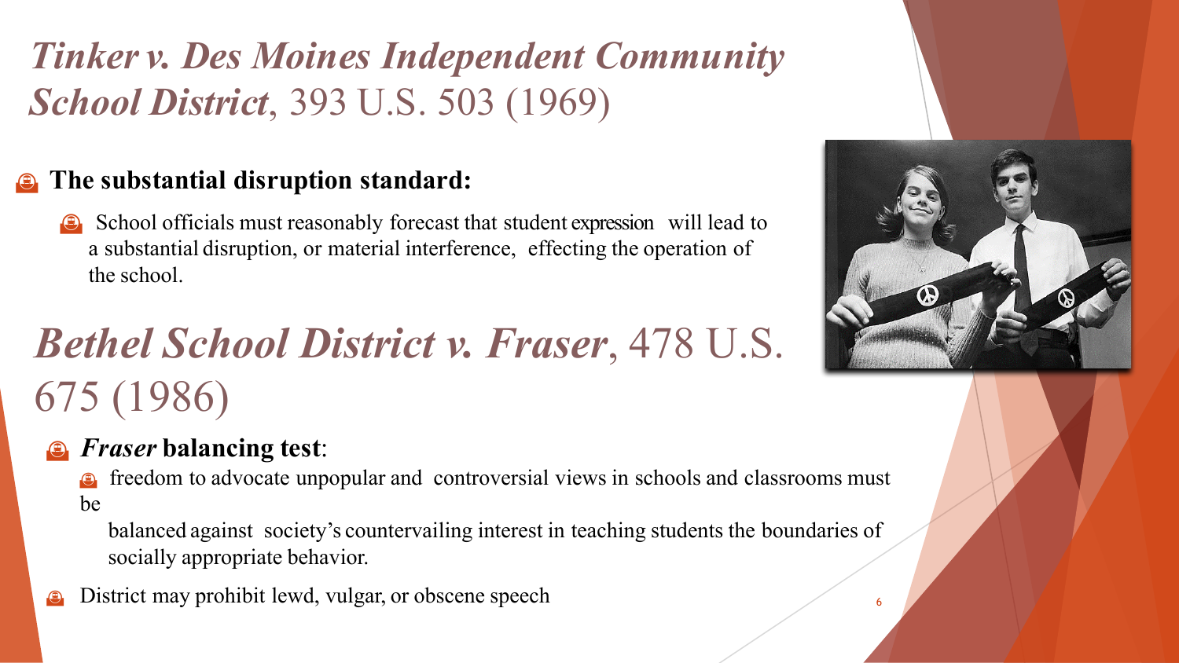## *Tinker v. Des Moines Independent Community School District*, 393 U.S. 503 (1969)

- **The substantial disruption standard:**
  - School officials must reasonably forecast that student expression will lead to a substantial disruption, or material interference, effecting the operation of the school.

## *Bethel School District v. Fraser*, 478 U.S. 675 (1986)

- ***Fraser* balancing test**:
  - freedom to advocate unpopular and controversial views in schools and classrooms must be balanced against society's countervailing interest in teaching students the boundaries of socially appropriate behavior.
- District may prohibit lewd, vulgar, or obscene speech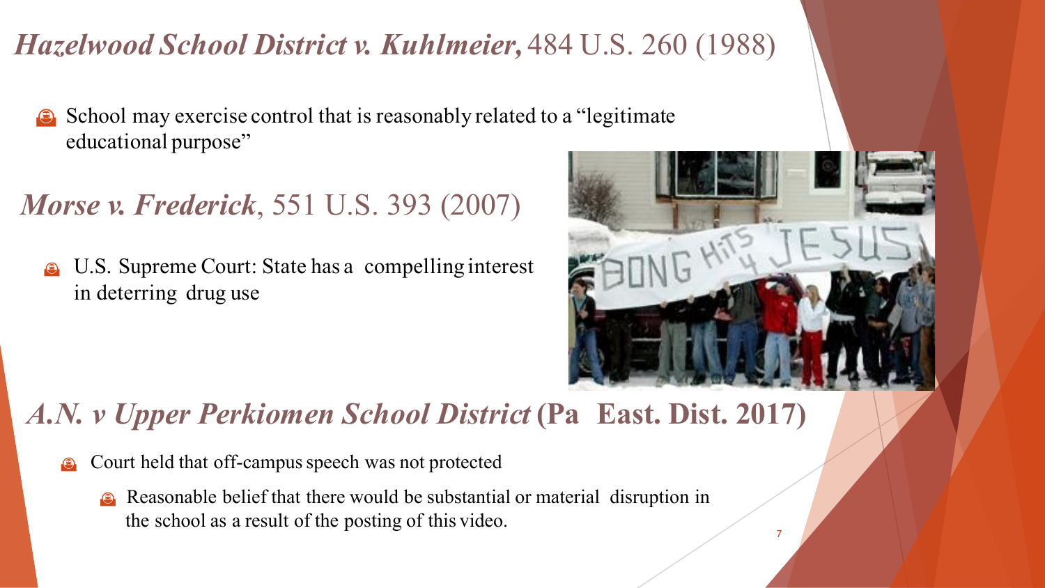## *Hazelwood School District v. Kuhlmeier,* 484 U.S. 260 (1988)

- School may exercise control that is reasonably related to a "legitimate educational purpose"

## *Morse v. Frederick*, 551 U.S. 393 (2007)

- U.S. Supreme Court: State has a compelling interest in deterring drug use

## *A.N. v Upper Perkiomen School District* **(Pa East. Dist. 2017)**

- Court held that off-campus speech was not protected
  - Reasonable belief that there would be substantial or material disruption in the school as a result of the posting of this video.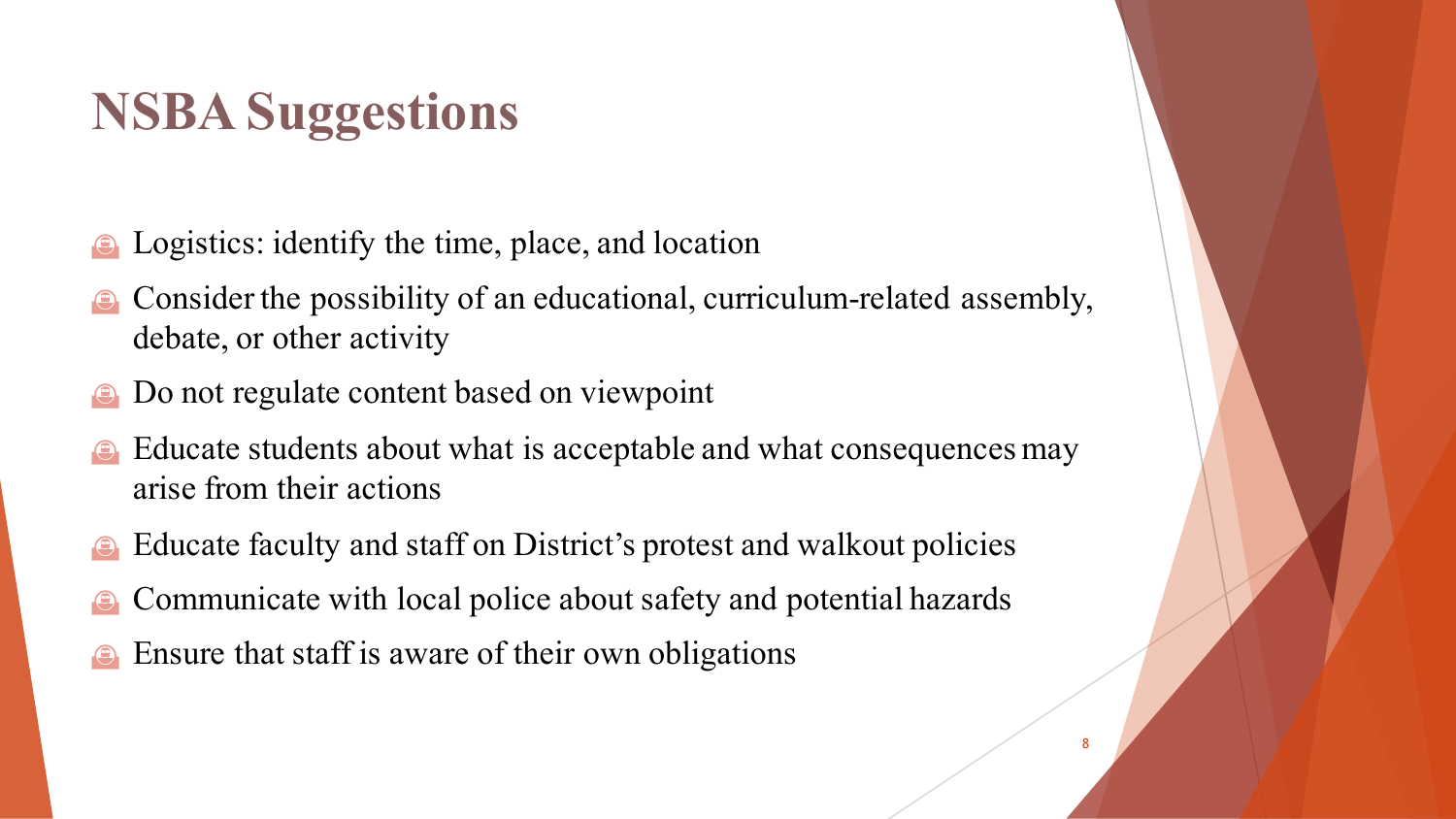# NSBA Suggestions

- Logistics: identify the time, place, and location
- Consider the possibility of an educational, curriculum-related assembly, debate, or other activity
- Do not regulate content based on viewpoint
- Educate students about what is acceptable and what consequences may arise from their actions
- Educate faculty and staff on District's protest and walkout policies
- Communicate with local police about safety and potential hazards
- Ensure that staff is aware of their own obligations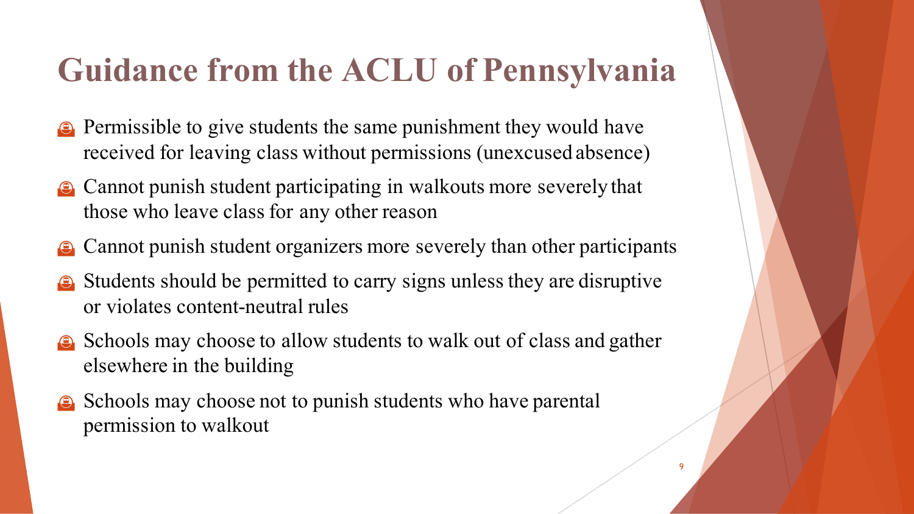# Guidance from the ACLU of Pennsylvania

- Permissible to give students the same punishment they would have received for leaving class without permissions (unexcused absence)
- Cannot punish student participating in walkouts more severely that those who leave class for any other reason
- Cannot punish student organizers more severely than other participants
- Students should be permitted to carry signs unless they are disruptive or violates content-neutral rules
- Schools may choose to allow students to walk out of class and gather elsewhere in the building
- Schools may choose not to punish students who have parental permission to walkout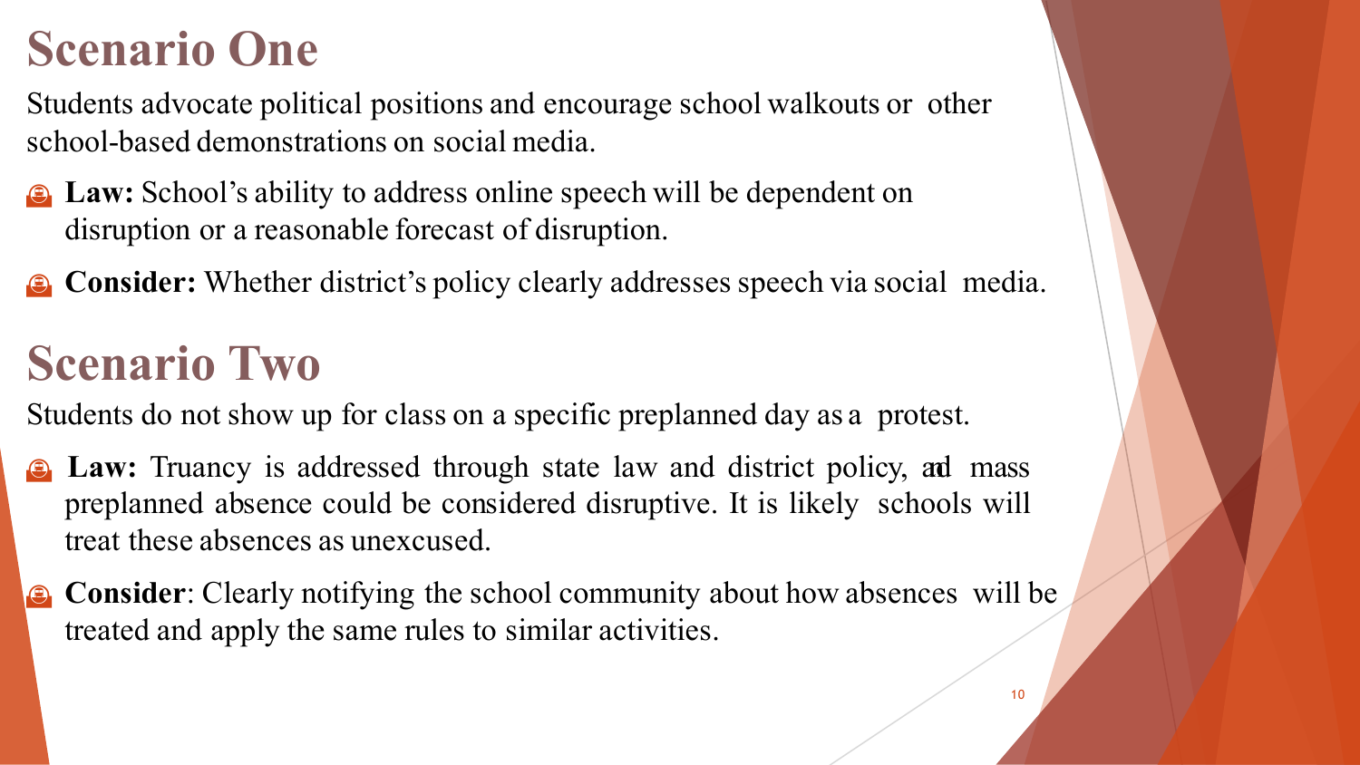## Scenario One

Students advocate political positions and encourage school walkouts or other school-based demonstrations on social media.

- **Law:** School's ability to address online speech will be dependent on disruption or a reasonable forecast of disruption.
- **Consider:** Whether district's policy clearly addresses speech via social media.

## Scenario Two

Students do not show up for class on a specific preplanned day as a protest.

- **Law:** Truancy is addressed through state law and district policy, and mass preplanned absence could be considered disruptive. It is likely schools will treat these absences as unexcused.
- **Consider**: Clearly notifying the school community about how absences will be treated and apply the same rules to similar activities.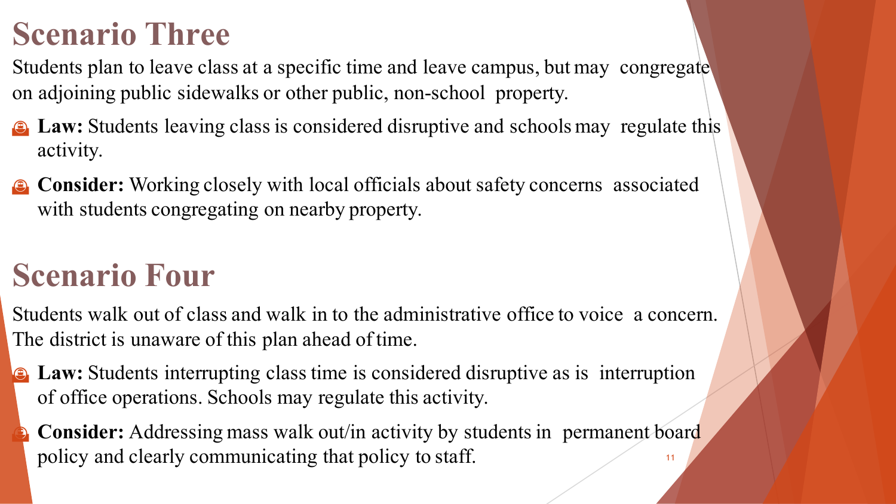# Scenario Three

Students plan to leave class at a specific time and leave campus, but may congregate on adjoining public sidewalks or other public, non-school property.

- **Law:** Students leaving class is considered disruptive and schools may regulate this activity.
- **Consider:** Working closely with local officials about safety concerns associated with students congregating on nearby property.

# Scenario Four

Students walk out of class and walk in to the administrative office to voice a concern. The district is unaware of this plan ahead of time.

- **Law:** Students interrupting class time is considered disruptive as is interruption of office operations. Schools may regulate this activity.
- **Consider:** Addressing mass walk out/in activity by students in permanent board policy and clearly communicating that policy to staff.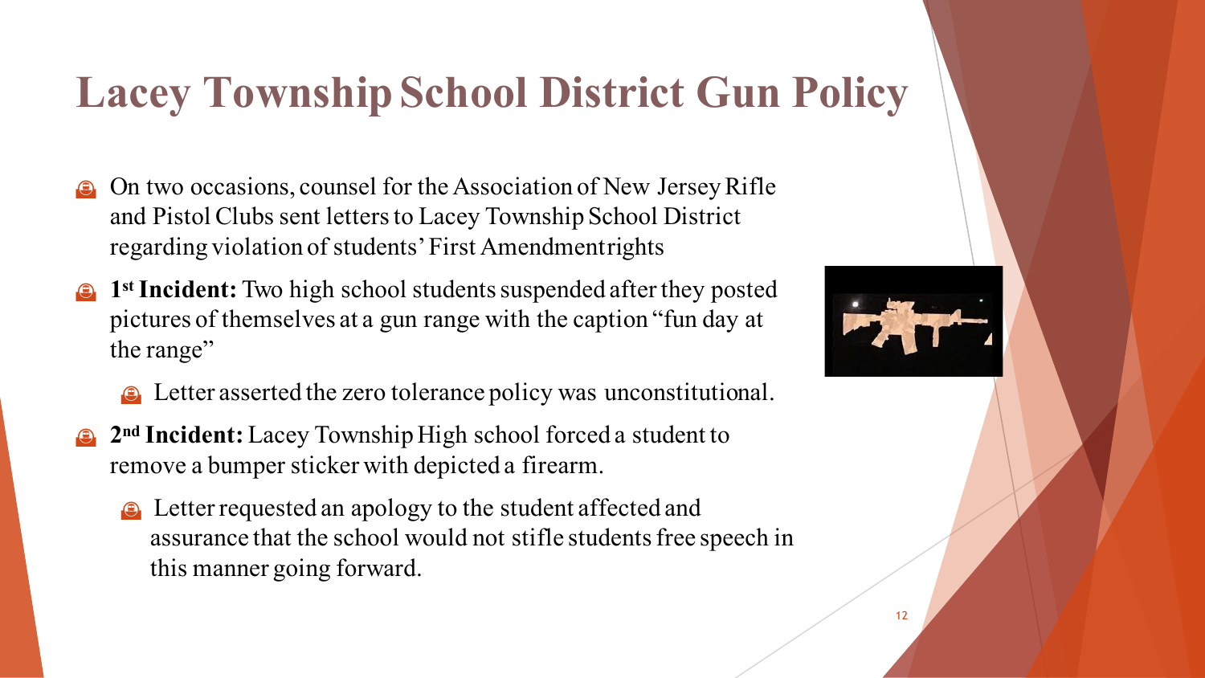# Lacey Township School District Gun Policy

- On two occasions, counsel for the Association of New Jersey Rifle and Pistol Clubs sent letters to Lacey Township School District regarding violation of students' First Amendment rights
- **1st Incident:** Two high school students suspended after they posted pictures of themselves at a gun range with the caption "fun day at the range"
  - Letter asserted the zero tolerance policy was unconstitutional.
- **2nd Incident:** Lacey Township High school forced a student to remove a bumper sticker with depicted a firearm.
  - Letter requested an apology to the student affected and assurance that the school would not stifle students free speech in this manner going forward.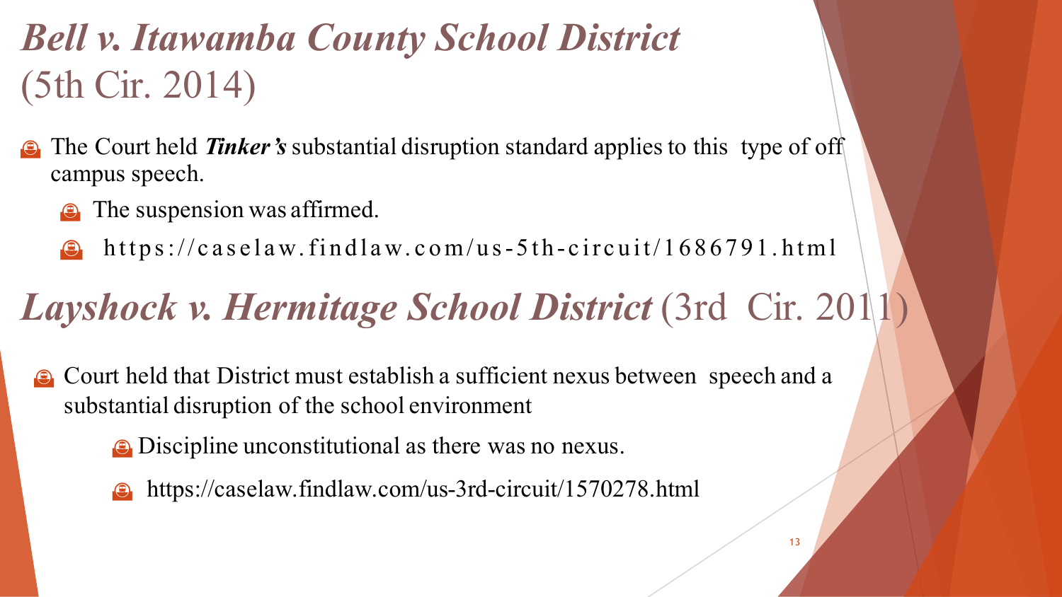# *Bell v. Itawamba County School District* (5th Cir. 2014)

- The Court held ***Tinker's*** substantial disruption standard applies to this type of off campus speech.
  - The suspension was affirmed.
  - https://caselaw.findlaw.com/us-5th-circuit/1686791.html

# *Layshock v. Hermitage School District* (3rd Cir. 2011)

- Court held that District must establish a sufficient nexus between speech and a substantial disruption of the school environment
  - Discipline unconstitutional as there was no nexus.
  - https://caselaw.findlaw.com/us-3rd-circuit/1570278.html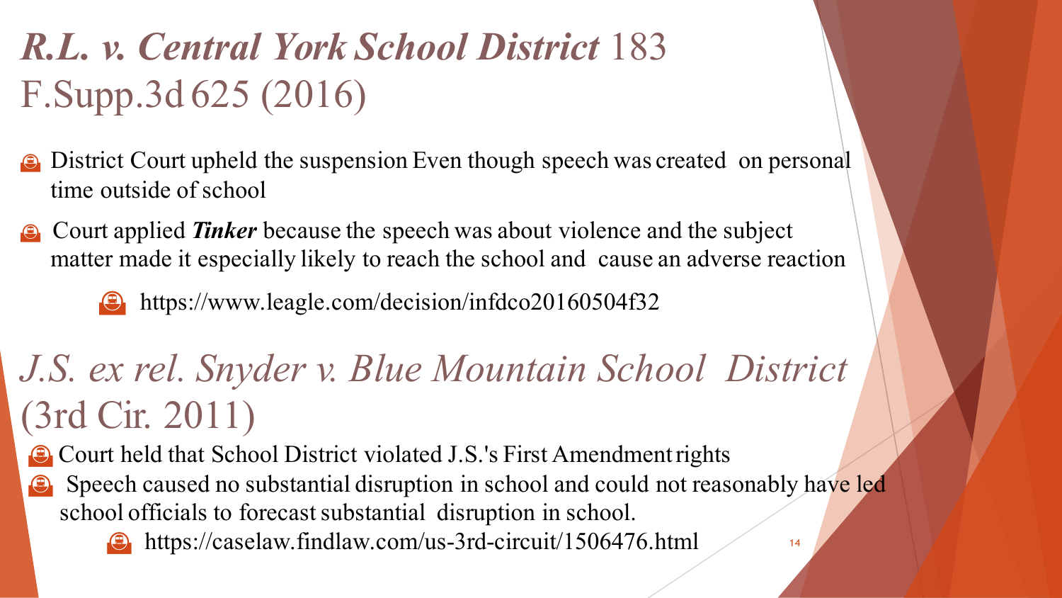## *R.L. v. Central York School District* 183 F.Supp.3d 625 (2016)

- District Court upheld the suspension Even though speech was created on personal time outside of school
- Court applied ***Tinker*** because the speech was about violence and the subject matter made it especially likely to reach the school and cause an adverse reaction
  - https://www.leagle.com/decision/infdco20160504f32

## *J.S. ex rel. Snyder v. Blue Mountain School District* (3rd Cir. 2011)

- Court held that School District violated J.S.'s First Amendment rights
- Speech caused no substantial disruption in school and could not reasonably have led school officials to forecast substantial disruption in school.
  - https://caselaw.findlaw.com/us-3rd-circuit/1506476.html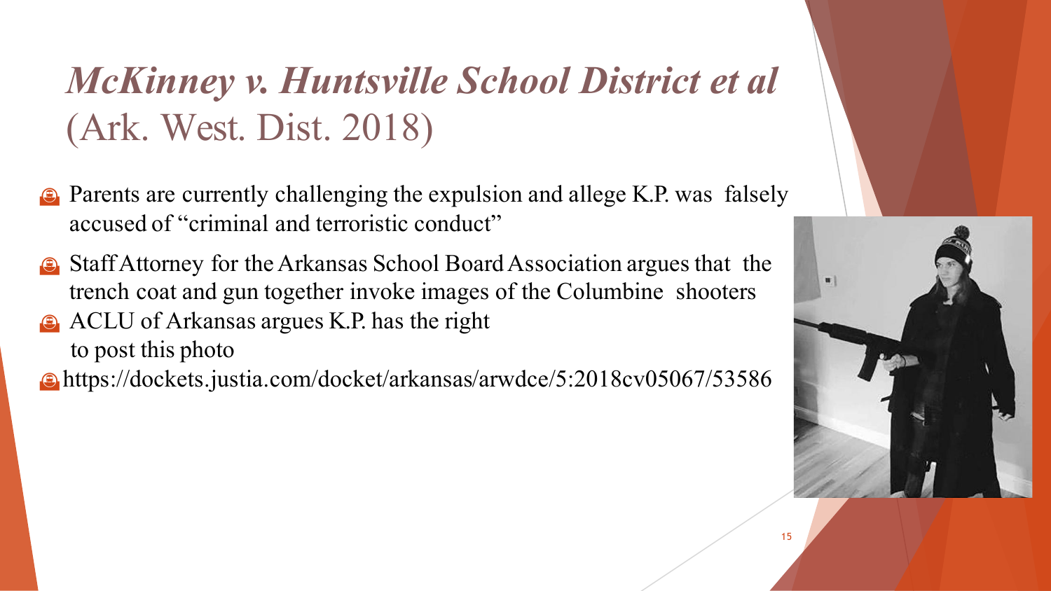# *McKinney v. Huntsville School District et al* (Ark. West. Dist. 2018)

- Parents are currently challenging the expulsion and allege K.P. was falsely accused of "criminal and terroristic conduct"
- Staff Attorney for the Arkansas School Board Association argues that the trench coat and gun together invoke images of the Columbine shooters
- ACLU of Arkansas argues K.P. has the right to post this photo
- https://dockets.justia.com/docket/arkansas/arwdce/5:2018cv05067/53586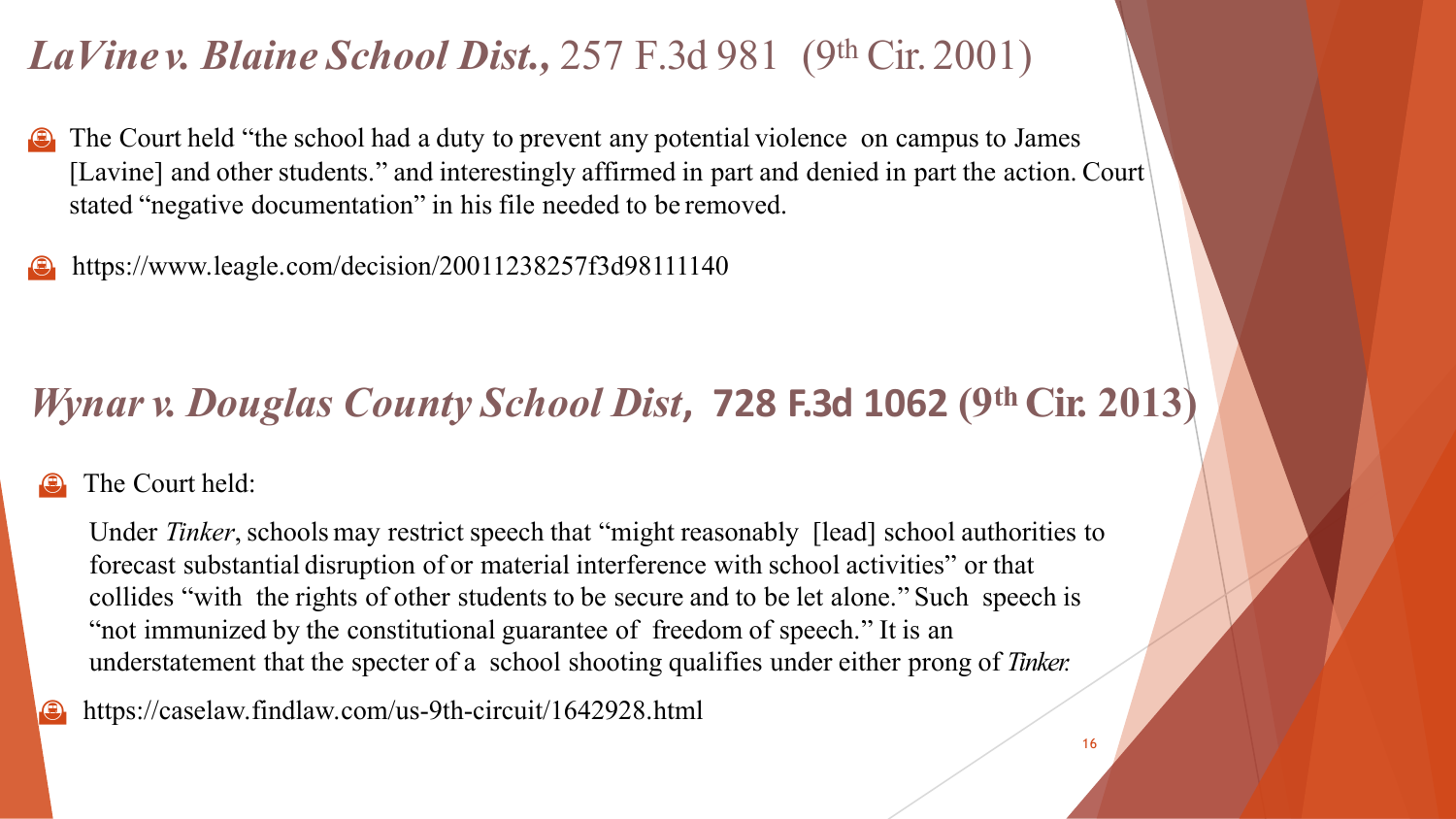## *LaVine v. Blaine School Dist.,* 257 F.3d 981 (9th Cir. 2001)

- The Court held "the school had a duty to prevent any potential violence on campus to James [Lavine] and other students." and interestingly affirmed in part and denied in part the action. Court stated "negative documentation" in his file needed to be removed.
- https://www.leagle.com/decision/20011238257f3d98111140

## *Wynar v. Douglas County School Dist*, **728 F.3d 1062** (9th Cir. 2013)

- The Court held:

  Under *Tinker*, schools may restrict speech that "might reasonably [lead] school authorities to forecast substantial disruption of or material interference with school activities" or that collides "with the rights of other students to be secure and to be let alone." Such speech is "not immunized by the constitutional guarantee of freedom of speech." It is an understatement that the specter of a school shooting qualifies under either prong of *Tinker.*

- https://caselaw.findlaw.com/us-9th-circuit/1642928.html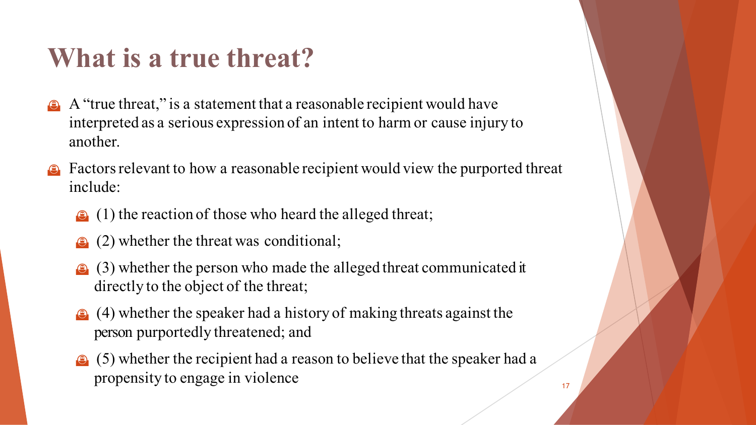# What is a true threat?

- A "true threat," is a statement that a reasonable recipient would have interpreted as a serious expression of an intent to harm or cause injury to another.
- Factors relevant to how a reasonable recipient would view the purported threat include:
  - (1) the reaction of those who heard the alleged threat;
  - (2) whether the threat was conditional;
  - (3) whether the person who made the alleged threat communicated it directly to the object of the threat;
  - (4) whether the speaker had a history of making threats against the person purportedly threatened; and
  - (5) whether the recipient had a reason to believe that the speaker had a propensity to engage in violence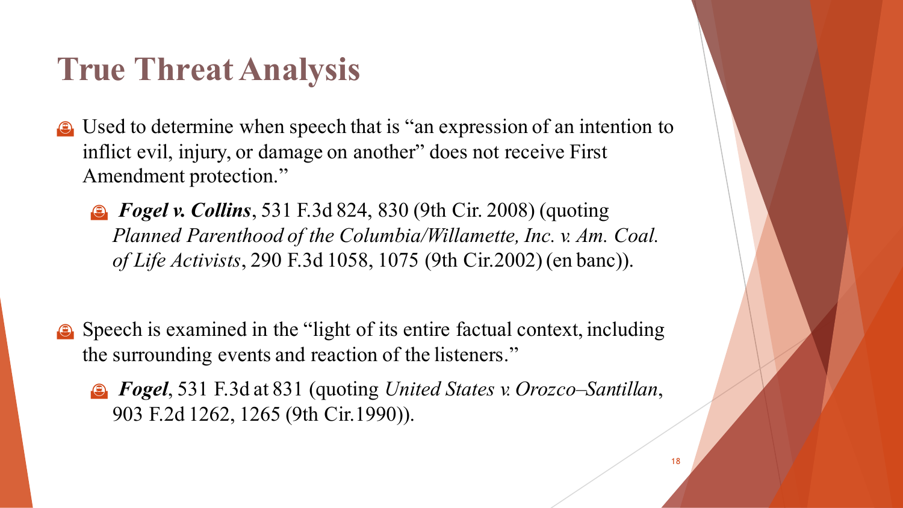# True Threat Analysis

- Used to determine when speech that is "an expression of an intention to inflict evil, injury, or damage on another" does not receive First Amendment protection."
  - ***Fogel v. Collins***, 531 F.3d 824, 830 (9th Cir. 2008) (quoting *Planned Parenthood of the Columbia/Willamette, Inc. v. Am. Coal. of Life Activists*, 290 F.3d 1058, 1075 (9th Cir.2002) (en banc)).

- Speech is examined in the "light of its entire factual context, including the surrounding events and reaction of the listeners."
  - ***Fogel***, 531 F.3d at 831 (quoting *United States v. Orozco–Santillan*, 903 F.2d 1262, 1265 (9th Cir.1990)).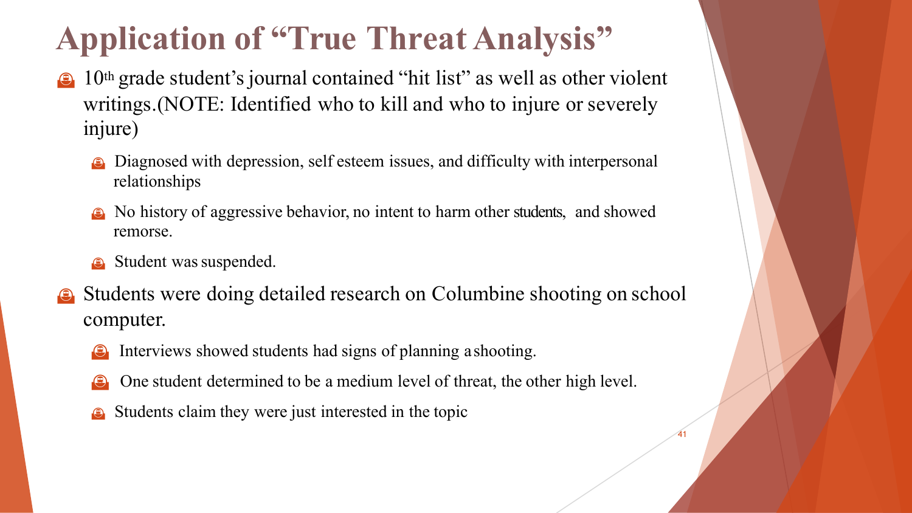# Application of "True Threat Analysis"

- 10th grade student's journal contained "hit list" as well as other violent writings.(NOTE: Identified who to kill and who to injure or severely injure)
  - Diagnosed with depression, self esteem issues, and difficulty with interpersonal relationships
  - No history of aggressive behavior, no intent to harm other students, and showed remorse.
  - Student was suspended.
- Students were doing detailed research on Columbine shooting on school computer.
  - Interviews showed students had signs of planning a shooting.
  - One student determined to be a medium level of threat, the other high level.
  - Students claim they were just interested in the topic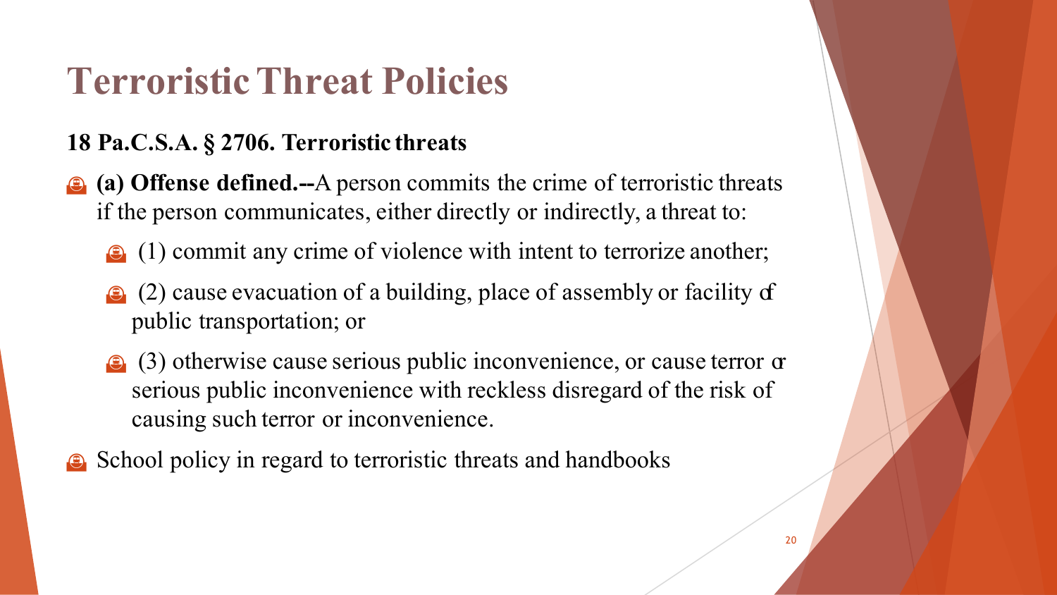# Terroristic Threat Policies

**18 Pa.C.S.A. § 2706. Terroristic threats**

- **(a) Offense defined.--**A person commits the crime of terroristic threats if the person communicates, either directly or indirectly, a threat to:
  - (1) commit any crime of violence with intent to terrorize another;
  - (2) cause evacuation of a building, place of assembly or facility of public transportation; or
  - (3) otherwise cause serious public inconvenience, or cause terror or serious public inconvenience with reckless disregard of the risk of causing such terror or inconvenience.
- School policy in regard to terroristic threats and handbooks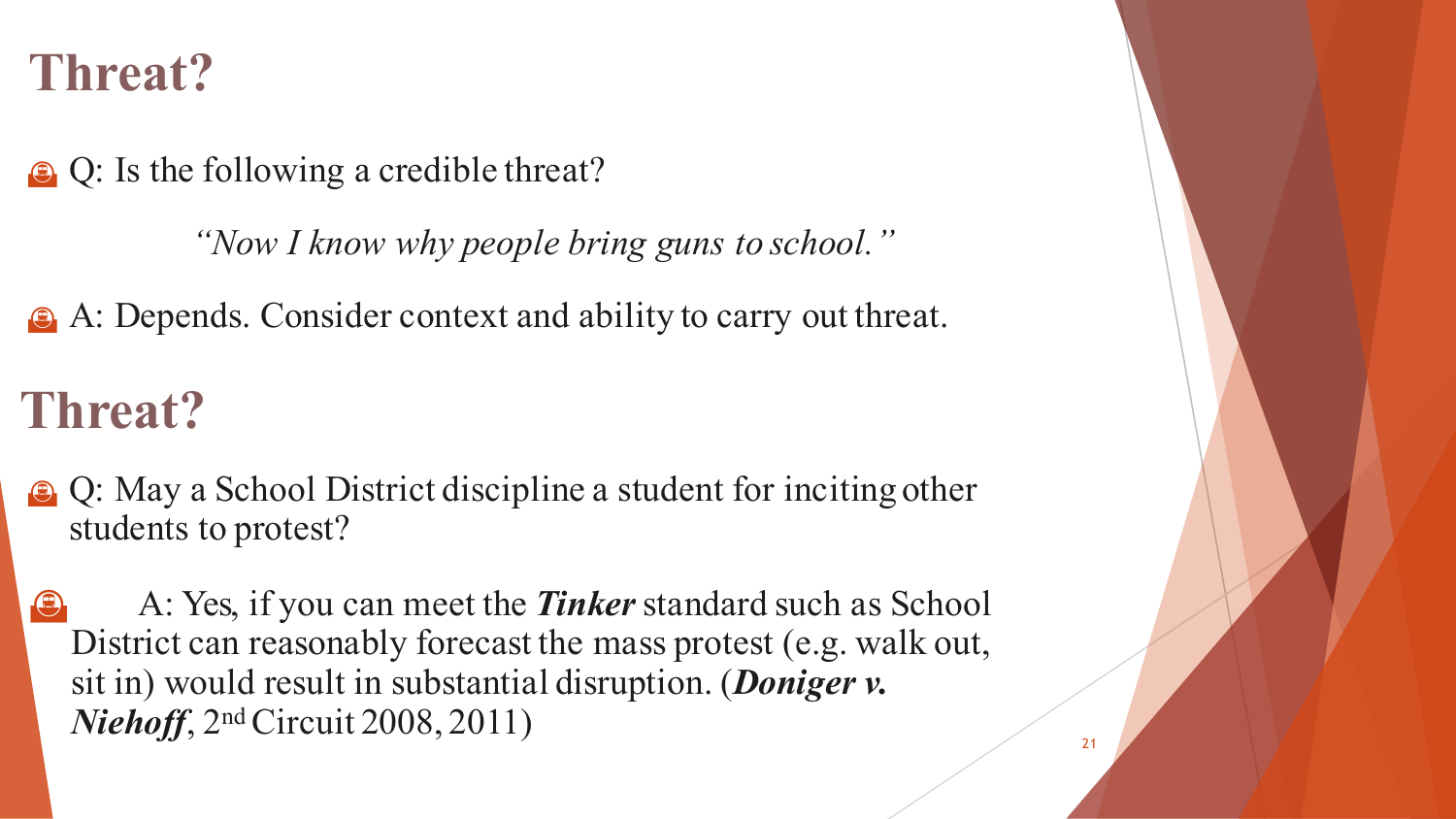# Threat?

- Q: Is the following a credible threat?

  *"Now I know why people bring guns to school."*

- A: Depends. Consider context and ability to carry out threat.

# Threat?

- Q: May a School District discipline a student for inciting other students to protest?

- A: Yes, if you can meet the ***Tinker*** standard such as School District can reasonably forecast the mass protest (e.g. walk out, sit in) would result in substantial disruption. (***Doniger v. Niehoff***, 2nd Circuit 2008, 2011)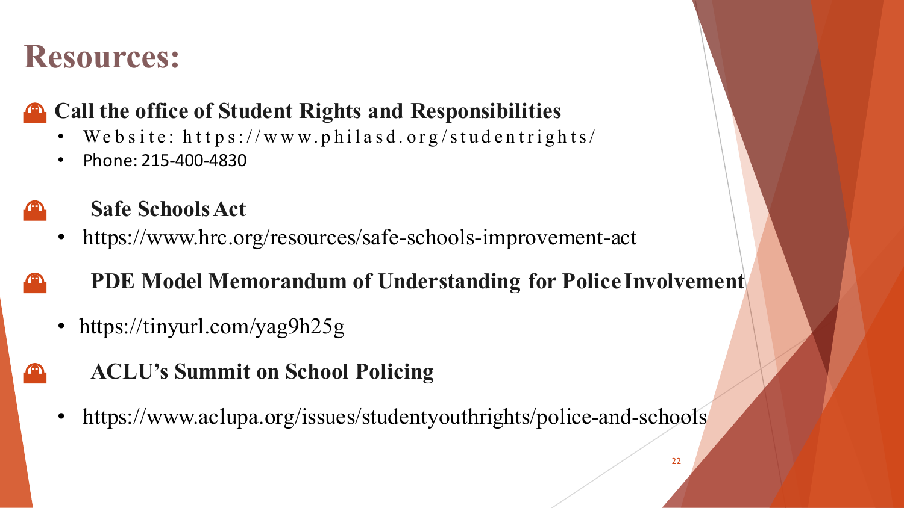# Resources:

## Call the office of Student Rights and Responsibilities

- Website: https://www.philasd.org/studentrights/
- Phone: 215-400-4830

## Safe Schools Act

- https://www.hrc.org/resources/safe-schools-improvement-act

## PDE Model Memorandum of Understanding for Police Involvement

- https://tinyurl.com/yag9h25g

## ACLU's Summit on School Policing

- https://www.aclupa.org/issues/studentyouthrights/police-and-schools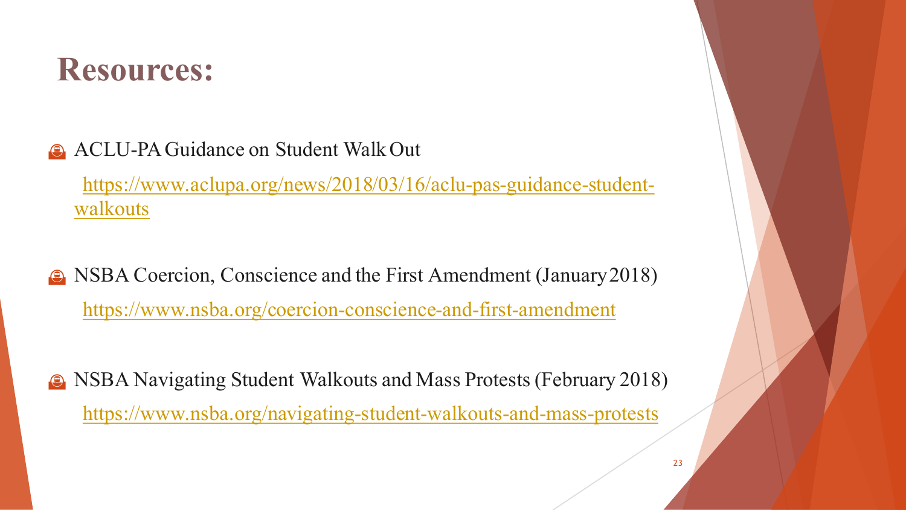# Resources:

- ACLU-PA Guidance on Student Walk Out

  https://www.aclupa.org/news/2018/03/16/aclu-pas-guidance-student-walkouts

- NSBA Coercion, Conscience and the First Amendment (January 2018)

  https://www.nsba.org/coercion-conscience-and-first-amendment

- NSBA Navigating Student Walkouts and Mass Protests (February 2018)

  https://www.nsba.org/navigating-student-walkouts-and-mass-protests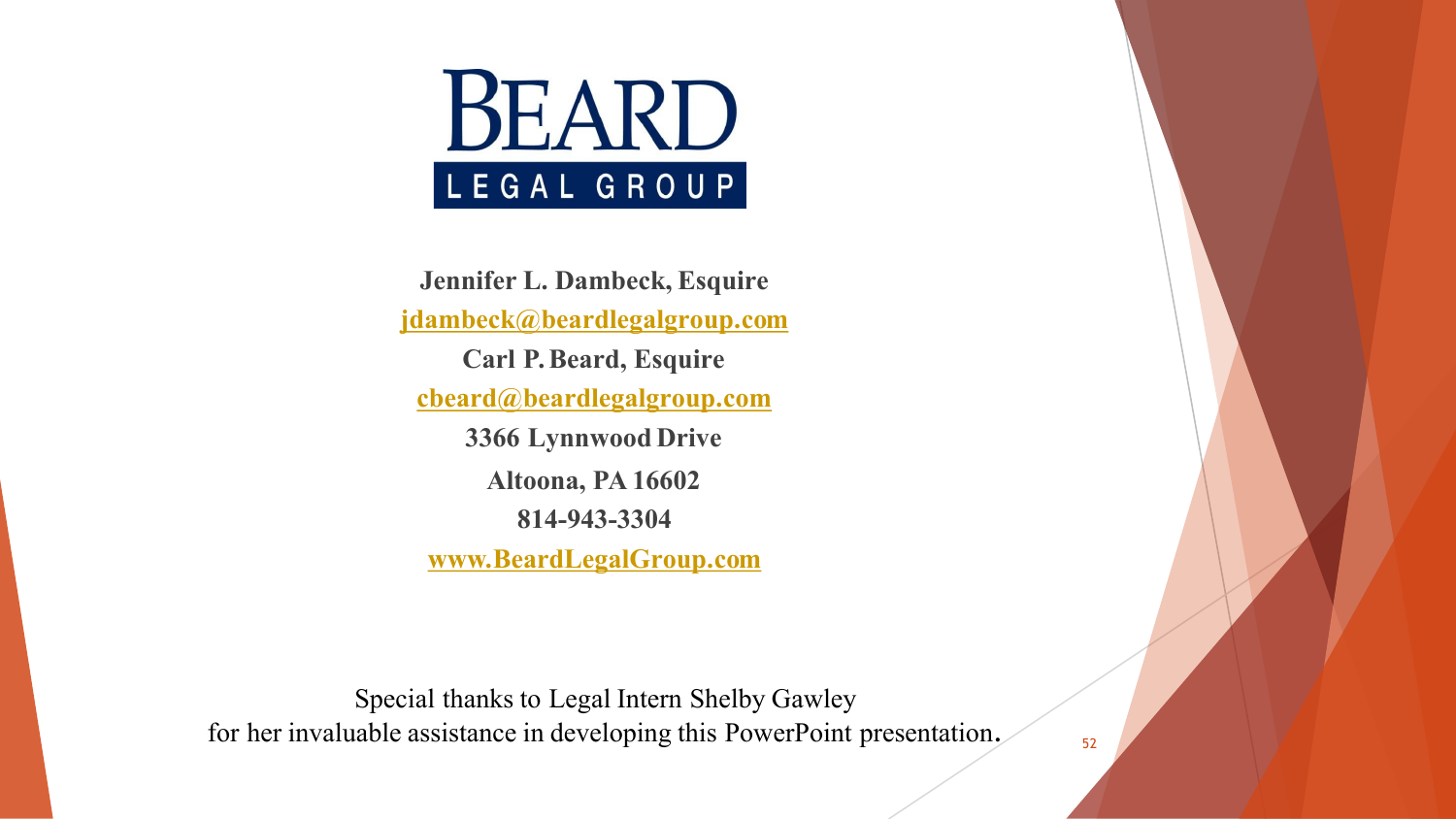# BEARD LEGAL GROUP

**Jennifer L. Dambeck, Esquire**

**jdambeck@beardlegalgroup.com**

**Carl P. Beard, Esquire**

**cbeard@beardlegalgroup.com**

**3366 Lynnwood Drive**

**Altoona, PA 16602**

**814-943-3304**

**www.BeardLegalGroup.com**

Special thanks to Legal Intern Shelby Gawley
for her invaluable assistance in developing this PowerPoint presentation.